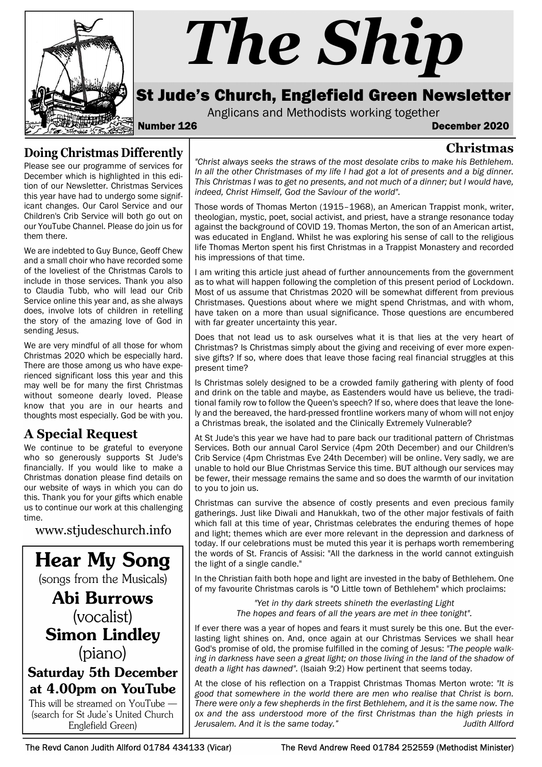# The Ship

## St Jude's Church, Englefield Green Newsletter

Anglicans and Methodists working together

**Number 126** **December 2020**

## Doing Christmas Differently

Please see our programme of services for December which is highlighted in this edition of our Newsletter. Christmas Services this year have had to undergo some significant changes. Our Carol Service and our Children's Crib Service will both go out on our YouTube Channel. Please do join us for them there.

We are indebted to Guy Bunce, Geoff Chew and a small choir who have recorded some of the loveliest of the Christmas Carols to include in those services. Thank you also to Claudia Tubb, who will lead our Crib Service online this year and, as she always does, involve lots of children in retelling the story of the amazing love of God in sending Jesus.

We are very mindful of all those for whom Christmas 2020 which be especially hard. There are those among us who have experienced significant loss this year and this may well be for many the first Christmas without someone dearly loved. Please know that you are in our hearts and thoughts most especially. God be with you.

## A Special Request

We continue to be grateful to everyone who so generously supports St Jude's financially. If you would like to make a Christmas donation please find details on our website of ways in which you can do this. Thank you for your gifts which enable us to continue our work at this challenging time.

www.stjudeschurch.info

---

# Hear My Song

(songs from the Musicals)

**Abi Burrows**
(vocalist)

**Simon Lindley**
(piano)

**Saturday 5th December at 4.00pm on YouTube**

This will be streamed on YouTube — (search for St Jude's United Church Englefield Green)

---

## Christmas

*"Christ always seeks the straws of the most desolate cribs to make his Bethlehem. In all the other Christmases of my life I had got a lot of presents and a big dinner. This Christmas I was to get no presents, and not much of a dinner; but I would have, indeed, Christ Himself, God the Saviour of the world".*

Those words of Thomas Merton (1915–1968), an American Trappist monk, writer, theologian, mystic, poet, social activist, and priest, have a strange resonance today against the background of COVID 19. Thomas Merton, the son of an American artist, was educated in England. Whilst he was exploring his sense of call to the religious life Thomas Merton spent his first Christmas in a Trappist Monastery and recorded his impressions of that time.

I am writing this article just ahead of further announcements from the government as to what will happen following the completion of this present period of Lockdown. Most of us assume that Christmas 2020 will be somewhat different from previous Christmases. Questions about where we might spend Christmas, and with whom, have taken on a more than usual significance. Those questions are encumbered with far greater uncertainty this year.

Does that not lead us to ask ourselves what it is that lies at the very heart of Christmas? Is Christmas simply about the giving and receiving of ever more expensive gifts? If so, where does that leave those facing real financial struggles at this present time?

Is Christmas solely designed to be a crowded family gathering with plenty of food and drink on the table and maybe, as Eastenders would have us believe, the traditional family row to follow the Queen's speech? If so, where does that leave the lonely and the bereaved, the hard-pressed frontline workers many of whom will not enjoy a Christmas break, the isolated and the Clinically Extremely Vulnerable?

At St Jude's this year we have had to pare back our traditional pattern of Christmas Services. Both our annual Carol Service (4pm 20th December) and our Children's Crib Service (4pm Christmas Eve 24th December) will be online. Very sadly, we are unable to hold our Blue Christmas Service this time. BUT although our services may be fewer, their message remains the same and so does the warmth of our invitation to you to join us.

Christmas can survive the absence of costly presents and even precious family gatherings. Just like Diwali and Hanukkah, two of the other major festivals of faith which fall at this time of year, Christmas celebrates the enduring themes of hope and light; themes which are ever more relevant in the depression and darkness of today. If our celebrations must be muted this year it is perhaps worth remembering the words of St. Francis of Assisi: "All the darkness in the world cannot extinguish the light of a single candle."

In the Christian faith both hope and light are invested in the baby of Bethlehem. One of my favourite Christmas carols is "O Little town of Bethlehem" which proclaims:

*"Yet in thy dark streets shineth the everlasting Light*
*The hopes and fears of all the years are met in thee tonight".*

If ever there was a year of hopes and fears it must surely be this one. But the everlasting light shines on. And, once again at our Christmas Services we shall hear God's promise of old, the promise fulfilled in the coming of Jesus: *"The people walking in darkness have seen a great light; on those living in the land of the shadow of death a light has dawned".* (Isaiah 9:2) How pertinent that seems today.

At the close of his reflection on a Trappist Christmas Thomas Merton wrote: *"It is good that somewhere in the world there are men who realise that Christ is born. There were only a few shepherds in the first Bethlehem, and it is the same now. The ox and the ass understood more of the first Christmas than the high priests in Jerusalem. And it is the same today."*

*Judith Allford*

---

The Revd Canon Judith Allford 01784 434133 (Vicar) The Revd Andrew Reed 01784 252559 (Methodist Minister)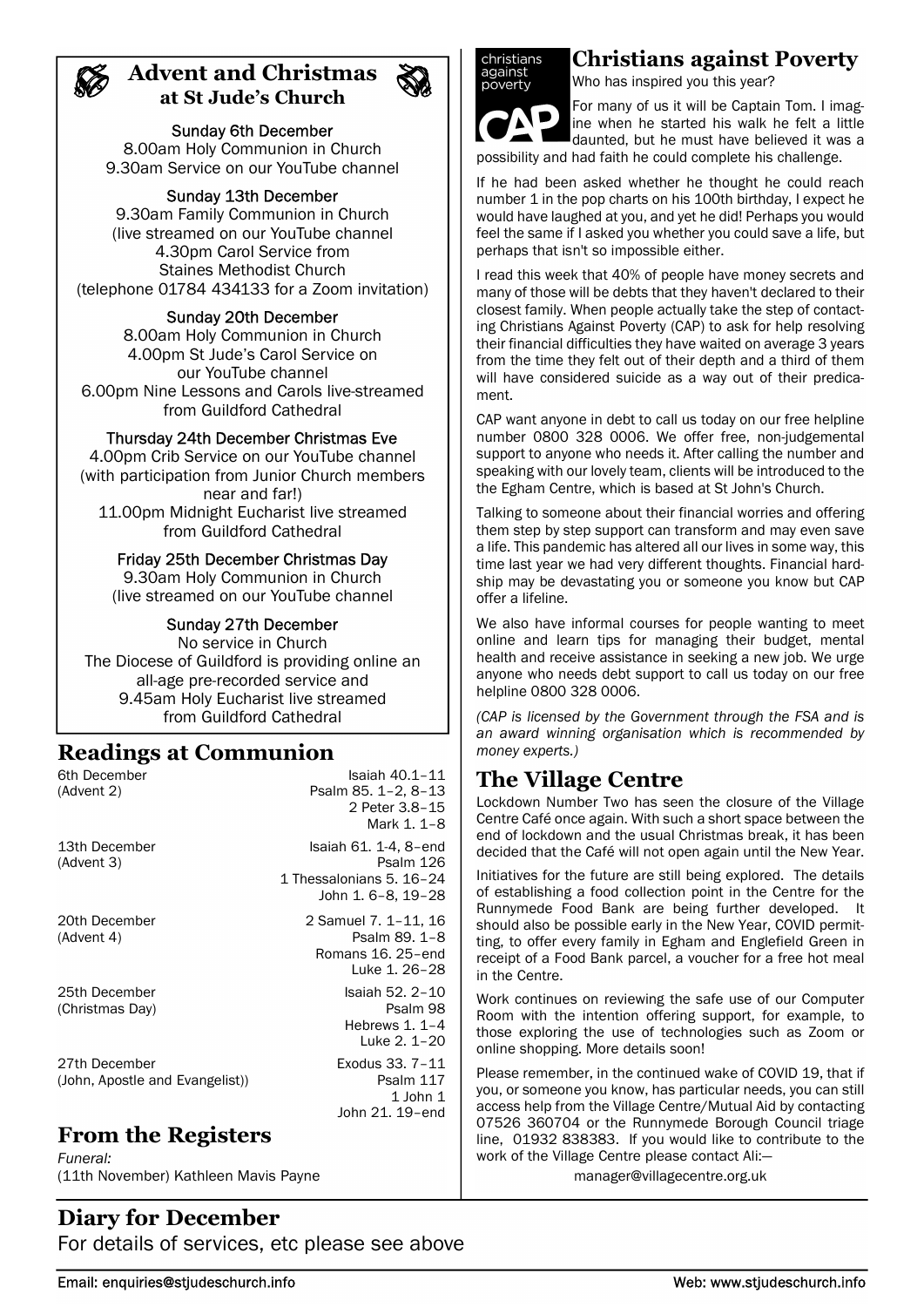## Advent and Christmas at St Jude's Church

**Sunday 6th December**
8.00am Holy Communion in Church
9.30am Service on our YouTube channel

**Sunday 13th December**
9.30am Family Communion in Church
(live streamed on our YouTube channel
4.30pm Carol Service from
Staines Methodist Church
(telephone 01784 434133 for a Zoom invitation)

**Sunday 20th December**
8.00am Holy Communion in Church
4.00pm St Jude's Carol Service on
our YouTube channel
6.00pm Nine Lessons and Carols live-streamed
from Guildford Cathedral

**Thursday 24th December Christmas Eve**
4.00pm Crib Service on our YouTube channel
(with participation from Junior Church members
near and far!)
11.00pm Midnight Eucharist live streamed
from Guildford Cathedral

**Friday 25th December Christmas Day**
9.30am Holy Communion in Church
(live streamed on our YouTube channel

**Sunday 27th December**
No service in Church
The Diocese of Guildford is providing online an
all-age pre-recorded service and
9.45am Holy Eucharist live streamed
from Guildford Cathedral

## Readings at Communion

| | |
|---|---|
| 6th December (Advent 2) | Isaiah 40.1–11<br>Psalm 85. 1–2, 8–13<br>2 Peter 3.8–15<br>Mark 1. 1–8 |
| 13th December (Advent 3) | Isaiah 61. 1-4, 8–end<br>Psalm 126<br>1 Thessalonians 5. 16–24<br>John 1. 6–8, 19–28 |
| 20th December (Advent 4) | 2 Samuel 7. 1–11, 16<br>Psalm 89. 1–8<br>Romans 16. 25–end<br>Luke 1. 26–28 |
| 25th December (Christmas Day) | Isaiah 52. 2–10<br>Psalm 98<br>Hebrews 1. 1–4<br>Luke 2. 1–20 |
| 27th December (John, Apostle and Evangelist)) | Exodus 33. 7–11<br>Psalm 117<br>1 John 1<br>John 21. 19–end |

## From the Registers

*Funeral:*
(11th November) Kathleen Mavis Payne

## Christians against Poverty

christians against poverty CAP

Who has inspired you this year?

For many of us it will be Captain Tom. I imagine when he started his walk he felt a little daunted, but he must have believed it was a possibility and had faith he could complete his challenge.

If he had been asked whether he thought he could reach number 1 in the pop charts on his 100th birthday, I expect he would have laughed at you, and yet he did! Perhaps you would feel the same if I asked you whether you could save a life, but perhaps that isn't so impossible either.

I read this week that 40% of people have money secrets and many of those will be debts that they haven't declared to their closest family. When people actually take the step of contacting Christians Against Poverty (CAP) to ask for help resolving their financial difficulties they have waited on average 3 years from the time they felt out of their depth and a third of them will have considered suicide as a way out of their predicament.

CAP want anyone in debt to call us today on our free helpline number 0800 328 0006. We offer free, non-judgemental support to anyone who needs it. After calling the number and speaking with our lovely team, clients will be introduced to the the Egham Centre, which is based at St John's Church.

Talking to someone about their financial worries and offering them step by step support can transform and may even save a life. This pandemic has altered all our lives in some way, this time last year we had very different thoughts. Financial hardship may be devastating you or someone you know but CAP offer a lifeline.

We also have informal courses for people wanting to meet online and learn tips for managing their budget, mental health and receive assistance in seeking a new job. We urge anyone who needs debt support to call us today on our free helpline 0800 328 0006.

*(CAP is licensed by the Government through the FSA and is an award winning organisation which is recommended by money experts.)*

## The Village Centre

Lockdown Number Two has seen the closure of the Village Centre Café once again. With such a short space between the end of lockdown and the usual Christmas break, it has been decided that the Café will not open again until the New Year.

Initiatives for the future are still being explored. The details of establishing a food collection point in the Centre for the Runnymede Food Bank are being further developed. It should also be possible early in the New Year, COVID permitting, to offer every family in Egham and Englefield Green in receipt of a Food Bank parcel, a voucher for a free hot meal in the Centre.

Work continues on reviewing the safe use of our Computer Room with the intention offering support, for example, to those exploring the use of technologies such as Zoom or online shopping. More details soon!

Please remember, in the continued wake of COVID 19, that if you, or someone you know, has particular needs, you can still access help from the Village Centre/Mutual Aid by contacting 07526 360704 or the Runnymede Borough Council triage line, 01932 838383. If you would like to contribute to the work of the Village Centre please contact Ali:—

manager@villagecentre.org.uk

## Diary for December

For details of services, etc please see above

Email: enquiries@stjudeschurch.info
Web: www.stjudeschurch.info